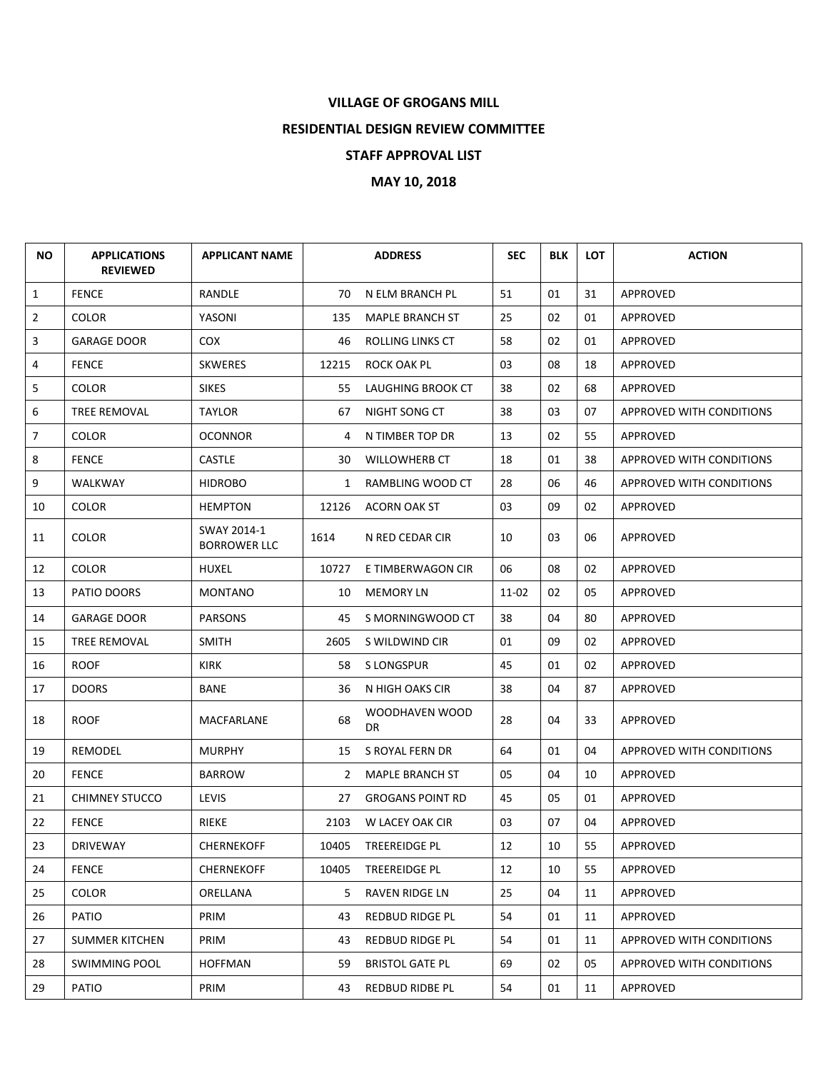# VILLAGE OF GROGANS MILL

## RESIDENTIAL DESIGN REVIEW COMMITTEE

## STAFF APPROVAL LIST

## MAY 10, 2018

| NO | APPLICATIONS REVIEWED | APPLICANT NAME | ADDRESS | | SEC | BLK | LOT | ACTION |
|---|---|---|---|---|---|---|---|---|
| 1 | FENCE | RANDLE | 70 | N ELM BRANCH PL | 51 | 01 | 31 | APPROVED |
| 2 | COLOR | YASONI | 135 | MAPLE BRANCH ST | 25 | 02 | 01 | APPROVED |
| 3 | GARAGE DOOR | COX | 46 | ROLLING LINKS CT | 58 | 02 | 01 | APPROVED |
| 4 | FENCE | SKWERES | 12215 | ROCK OAK PL | 03 | 08 | 18 | APPROVED |
| 5 | COLOR | SIKES | 55 | LAUGHING BROOK CT | 38 | 02 | 68 | APPROVED |
| 6 | TREE REMOVAL | TAYLOR | 67 | NIGHT SONG CT | 38 | 03 | 07 | APPROVED WITH CONDITIONS |
| 7 | COLOR | OCONNOR | 4 | N TIMBER TOP DR | 13 | 02 | 55 | APPROVED |
| 8 | FENCE | CASTLE | 30 | WILLOWHERB CT | 18 | 01 | 38 | APPROVED WITH CONDITIONS |
| 9 | WALKWAY | HIDROBO | 1 | RAMBLING WOOD CT | 28 | 06 | 46 | APPROVED WITH CONDITIONS |
| 10 | COLOR | HEMPTON | 12126 | ACORN OAK ST | 03 | 09 | 02 | APPROVED |
| 11 | COLOR | SWAY 2014-1 BORROWER LLC | 1614 | N RED CEDAR CIR | 10 | 03 | 06 | APPROVED |
| 12 | COLOR | HUXEL | 10727 | E TIMBERWAGON CIR | 06 | 08 | 02 | APPROVED |
| 13 | PATIO DOORS | MONTANO | 10 | MEMORY LN | 11-02 | 02 | 05 | APPROVED |
| 14 | GARAGE DOOR | PARSONS | 45 | S MORNINGWOOD CT | 38 | 04 | 80 | APPROVED |
| 15 | TREE REMOVAL | SMITH | 2605 | S WILDWIND CIR | 01 | 09 | 02 | APPROVED |
| 16 | ROOF | KIRK | 58 | S LONGSPUR | 45 | 01 | 02 | APPROVED |
| 17 | DOORS | BANE | 36 | N HIGH OAKS CIR | 38 | 04 | 87 | APPROVED |
| 18 | ROOF | MACFARLANE | 68 | WOODHAVEN WOOD DR | 28 | 04 | 33 | APPROVED |
| 19 | REMODEL | MURPHY | 15 | S ROYAL FERN DR | 64 | 01 | 04 | APPROVED WITH CONDITIONS |
| 20 | FENCE | BARROW | 2 | MAPLE BRANCH ST | 05 | 04 | 10 | APPROVED |
| 21 | CHIMNEY STUCCO | LEVIS | 27 | GROGANS POINT RD | 45 | 05 | 01 | APPROVED |
| 22 | FENCE | RIEKE | 2103 | W LACEY OAK CIR | 03 | 07 | 04 | APPROVED |
| 23 | DRIVEWAY | CHERNEKOFF | 10405 | TREEREIDGE PL | 12 | 10 | 55 | APPROVED |
| 24 | FENCE | CHERNEKOFF | 10405 | TREEREIDGE PL | 12 | 10 | 55 | APPROVED |
| 25 | COLOR | ORELLANA | 5 | RAVEN RIDGE LN | 25 | 04 | 11 | APPROVED |
| 26 | PATIO | PRIM | 43 | REDBUD RIDGE PL | 54 | 01 | 11 | APPROVED |
| 27 | SUMMER KITCHEN | PRIM | 43 | REDBUD RIDGE PL | 54 | 01 | 11 | APPROVED WITH CONDITIONS |
| 28 | SWIMMING POOL | HOFFMAN | 59 | BRISTOL GATE PL | 69 | 02 | 05 | APPROVED WITH CONDITIONS |
| 29 | PATIO | PRIM | 43 | REDBUD RIDBE PL | 54 | 01 | 11 | APPROVED |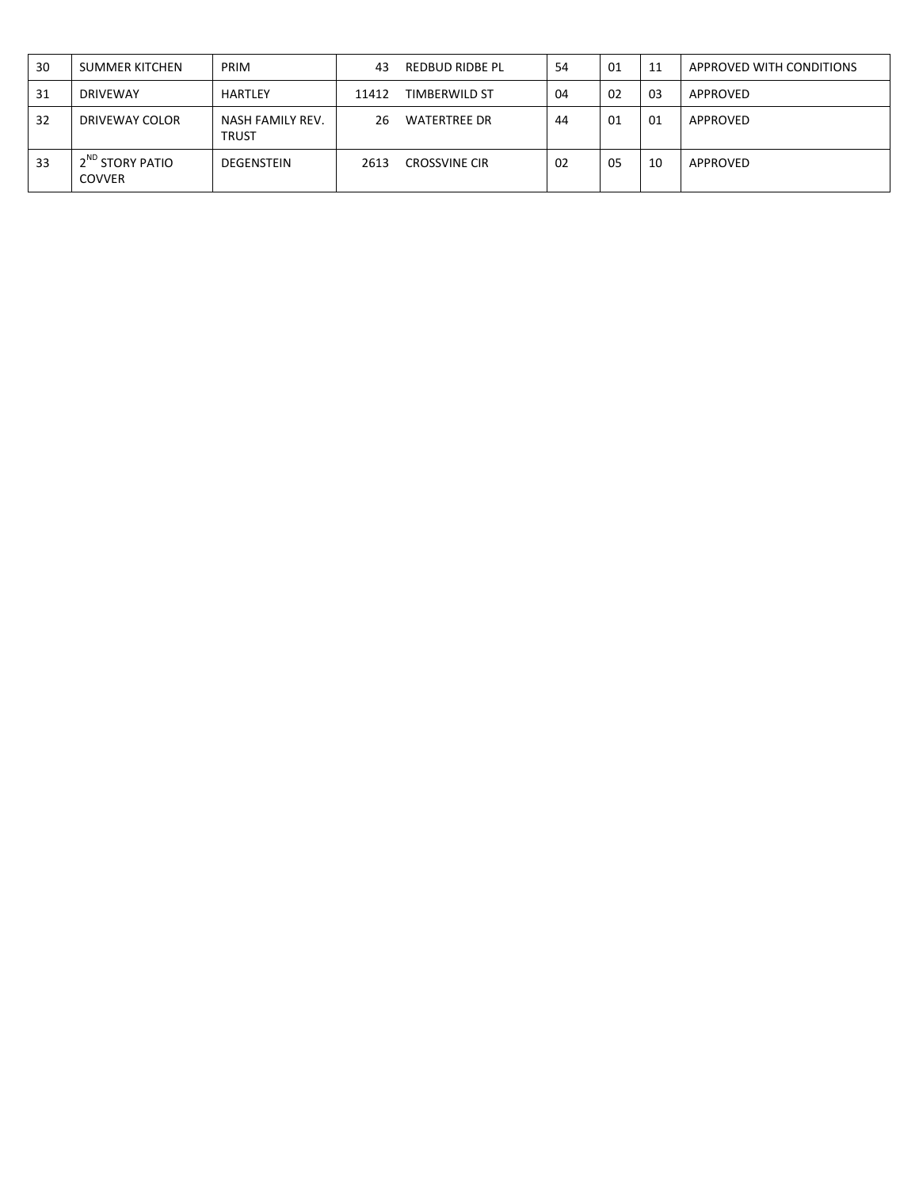| | | | | | | | | |
|---|---|---|---|---|---|---|---|---|
| 30 | SUMMER KITCHEN | PRIM | 43 | REDBUD RIDBE PL | 54 | 01 | 11 | APPROVED WITH CONDITIONS |
| 31 | DRIVEWAY | HARTLEY | 11412 | TIMBERWILD ST | 04 | 02 | 03 | APPROVED |
| 32 | DRIVEWAY COLOR | NASH FAMILY REV. TRUST | 26 | WATERTREE DR | 44 | 01 | 01 | APPROVED |
| 33 | 2ND STORY PATIO COVVER | DEGENSTEIN | 2613 | CROSSVINE CIR | 02 | 05 | 10 | APPROVED |